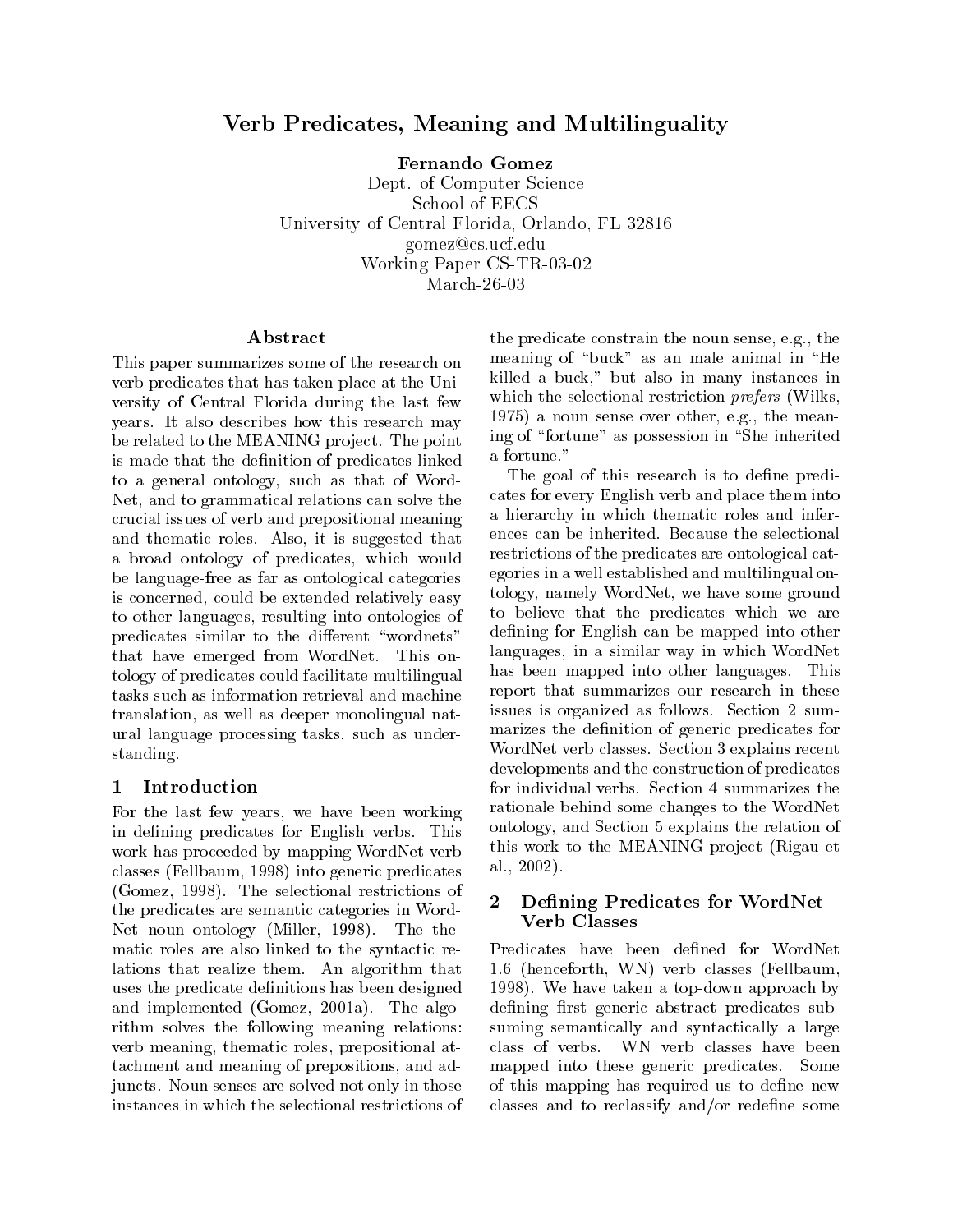# Verb Predicates, Meaning and Multilinguality

**Fernando Gomez**
Dept. of Computer Science
School of EECS
University of Central Florida, Orlando, FL 32816
gomez@cs.ucf.edu
Working Paper CS-TR-03-02
March-26-03

## Abstract

This paper summarizes some of the research on verb predicates that has taken place at the University of Central Florida during the last few years. It also describes how this research may be related to the MEANING project. The point is made that the definition of predicates linked to a general ontology, such as that of WordNet, and to grammatical relations can solve the crucial issues of verb and prepositional meaning and thematic roles. Also, it is suggested that a broad ontology of predicates, which would be language-free as far as ontological categories is concerned, could be extended relatively easy to other languages, resulting into ontologies of predicates similar to the different "wordnets" that have emerged from WordNet. This ontology of predicates could facilitate multilingual tasks such as information retrieval and machine translation, as well as deeper monolingual natural language processing tasks, such as understanding.

## 1 Introduction

For the last few years, we have been working in defining predicates for English verbs. This work has proceeded by mapping WordNet verb classes (Fellbaum, 1998) into generic predicates (Gomez, 1998). The selectional restrictions of the predicates are semantic categories in WordNet noun ontology (Miller, 1998). The thematic roles are also linked to the syntactic relations that realize them. An algorithm that uses the predicate definitions has been designed and implemented (Gomez, 2001a). The algorithm solves the following meaning relations: verb meaning, thematic roles, prepositional attachment and meaning of prepositions, and adjuncts. Noun senses are solved not only in those instances in which the selectional restrictions of the predicate constrain the noun sense, e.g., the meaning of "buck" as an male animal in "He killed a buck," but also in many instances in which the selectional restriction *prefers* (Wilks, 1975) a noun sense over other, e.g., the meaning of "fortune" as possession in "She inherited a fortune."

The goal of this research is to define predicates for every English verb and place them into a hierarchy in which thematic roles and inferences can be inherited. Because the selectional restrictions of the predicates are ontological categories in a well established and multilingual ontology, namely WordNet, we have some ground to believe that the predicates which we are defining for English can be mapped into other languages, in a similar way in which WordNet has been mapped into other languages. This report that summarizes our research in these issues is organized as follows. Section 2 summarizes the definition of generic predicates for WordNet verb classes. Section 3 explains recent developments and the construction of predicates for individual verbs. Section 4 summarizes the rationale behind some changes to the WordNet ontology, and Section 5 explains the relation of this work to the MEANING project (Rigau et al., 2002).

## 2 Defining Predicates for WordNet Verb Classes

Predicates have been defined for WordNet 1.6 (henceforth, WN) verb classes (Fellbaum, 1998). We have taken a top-down approach by defining first generic abstract predicates subsuming semantically and syntactically a large class of verbs. WN verb classes have been mapped into these generic predicates. Some of this mapping has required us to define new classes and to reclassify and/or redefine some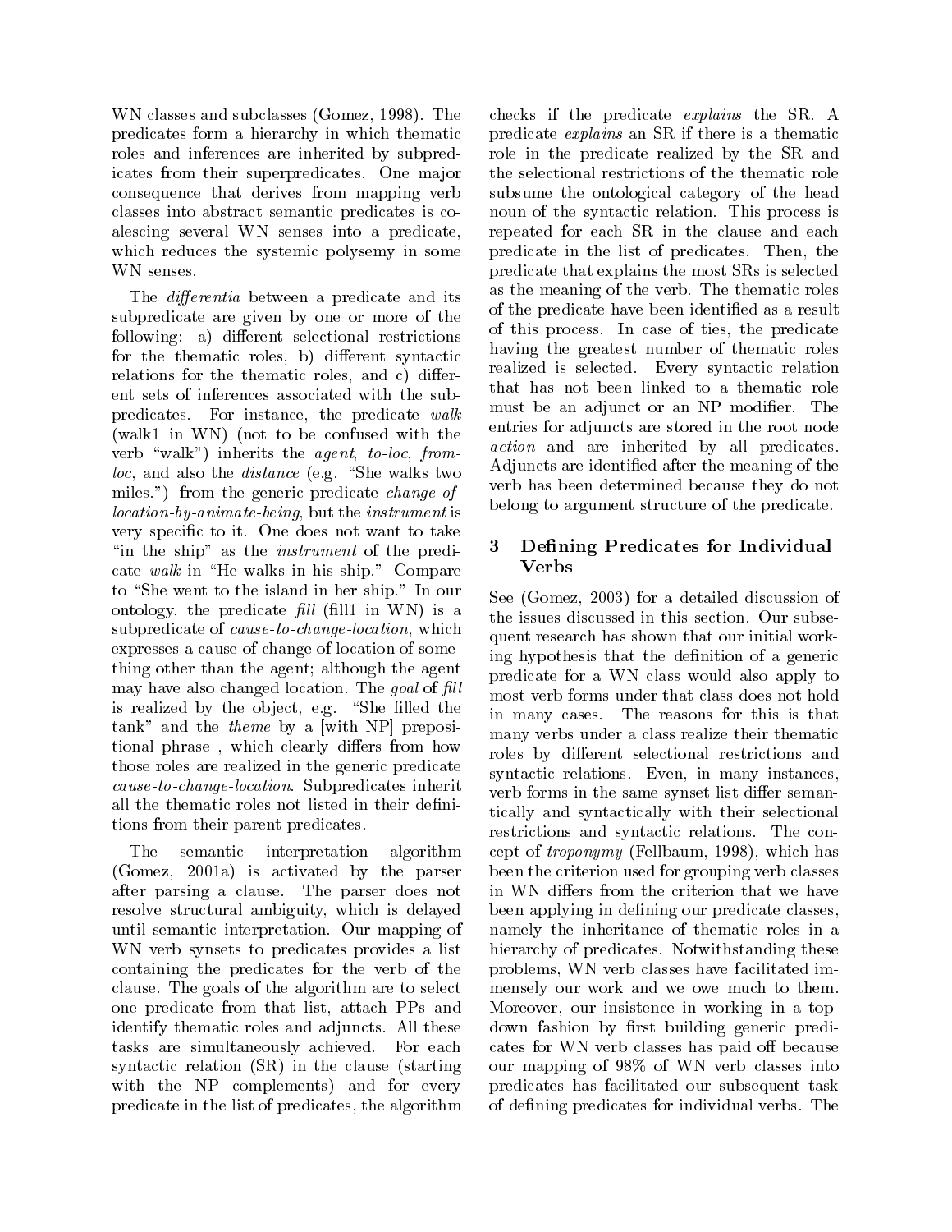WN classes and subclasses (Gomez, 1998). The predicates form a hierarchy in which thematic roles and inferences are inherited by subpredicates from their superpredicates. One major consequence that derives from mapping verb classes into abstract semantic predicates is coalescing several WN senses into a predicate, which reduces the systemic polysemy in some WN senses.

The *differentia* between a predicate and its subpredicate are given by one or more of the following: a) different selectional restrictions for the thematic roles, b) different syntactic relations for the thematic roles, and c) different sets of inferences associated with the subpredicates. For instance, the predicate *walk* (walk1 in WN) (not to be confused with the verb "walk") inherits the *agent*, *to-loc*, *from-loc*, and also the *distance* (e.g. "She walks two miles.") from the generic predicate *change-of-location-by-animate-being*, but the *instrument* is very specific to it. One does not want to take "in the ship" as the *instrument* of the predicate *walk* in "He walks in his ship." Compare to "She went to the island in her ship." In our ontology, the predicate *fill* (fill1 in WN) is a subpredicate of *cause-to-change-location*, which expresses a cause of change of location of something other than the agent; although the agent may have also changed location. The *goal* of *fill* is realized by the object, e.g. "She filled the tank" and the *theme* by a [with NP] prepositional phrase , which clearly differs from how those roles are realized in the generic predicate *cause-to-change-location*. Subpredicates inherit all the thematic roles not listed in their definitions from their parent predicates.

The semantic interpretation algorithm (Gomez, 2001a) is activated by the parser after parsing a clause. The parser does not resolve structural ambiguity, which is delayed until semantic interpretation. Our mapping of WN verb synsets to predicates provides a list containing the predicates for the verb of the clause. The goals of the algorithm are to select one predicate from that list, attach PPs and identify thematic roles and adjuncts. All these tasks are simultaneously achieved. For each syntactic relation (SR) in the clause (starting with the NP complements) and for every predicate in the list of predicates, the algorithm checks if the predicate *explains* the SR. A predicate *explains* an SR if there is a thematic role in the predicate realized by the SR and the selectional restrictions of the thematic role subsume the ontological category of the head noun of the syntactic relation. This process is repeated for each SR in the clause and each predicate in the list of predicates. Then, the predicate that explains the most SRs is selected as the meaning of the verb. The thematic roles of the predicate have been identified as a result of this process. In case of ties, the predicate having the greatest number of thematic roles realized is selected. Every syntactic relation that has not been linked to a thematic role must be an adjunct or an NP modifier. The entries for adjuncts are stored in the root node *action* and are inherited by all predicates. Adjuncts are identified after the meaning of the verb has been determined because they do not belong to argument structure of the predicate.

## 3 Defining Predicates for Individual Verbs

See (Gomez, 2003) for a detailed discussion of the issues discussed in this section. Our subsequent research has shown that our initial working hypothesis that the definition of a generic predicate for a WN class would also apply to most verb forms under that class does not hold in many cases. The reasons for this is that many verbs under a class realize their thematic roles by different selectional restrictions and syntactic relations. Even, in many instances, verb forms in the same synset list differ semantically and syntactically with their selectional restrictions and syntactic relations. The concept of *troponymy* (Fellbaum, 1998), which has been the criterion used for grouping verb classes in WN differs from the criterion that we have been applying in defining our predicate classes, namely the inheritance of thematic roles in a hierarchy of predicates. Notwithstanding these problems, WN verb classes have facilitated immensely our work and we owe much to them. Moreover, our insistence in working in a top-down fashion by first building generic predicates for WN verb classes has paid off because our mapping of 98% of WN verb classes into predicates has facilitated our subsequent task of defining predicates for individual verbs. The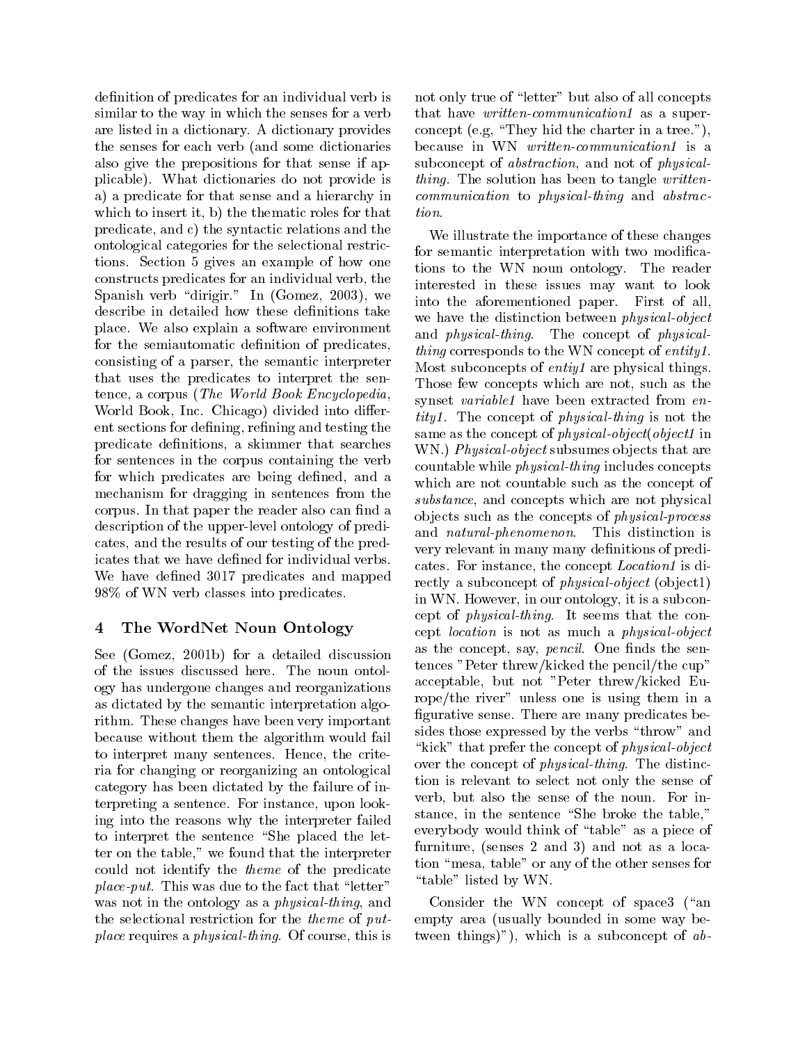definition of predicates for an individual verb is similar to the way in which the senses for a verb are listed in a dictionary. A dictionary provides the senses for each verb (and some dictionaries also give the prepositions for that sense if applicable). What dictionaries do not provide is a) a predicate for that sense and a hierarchy in which to insert it, b) the thematic roles for that predicate, and c) the syntactic relations and the ontological categories for the selectional restrictions. Section 5 gives an example of how one constructs predicates for an individual verb, the Spanish verb "dirigir." In (Gomez, 2003), we describe in detailed how these definitions take place. We also explain a software environment for the semiautomatic definition of predicates, consisting of a parser, the semantic interpreter that uses the predicates to interpret the sentence, a corpus (*The World Book Encyclopedia*, World Book, Inc. Chicago) divided into different sections for defining, refining and testing the predicate definitions, a skimmer that searches for sentences in the corpus containing the verb for which predicates are being defined, and a mechanism for dragging in sentences from the corpus. In that paper the reader also can find a description of the upper-level ontology of predicates, and the results of our testing of the predicates that we have defined for individual verbs. We have defined 3017 predicates and mapped 98% of WN verb classes into predicates.

## 4 The WordNet Noun Ontology

See (Gomez, 2001b) for a detailed discussion of the issues discussed here. The noun ontology has undergone changes and reorganizations as dictated by the semantic interpretation algorithm. These changes have been very important because without them the algorithm would fail to interpret many sentences. Hence, the criteria for changing or reorganizing an ontological category has been dictated by the failure of interpreting a sentence. For instance, upon looking into the reasons why the interpreter failed to interpret the sentence "She placed the letter on the table," we found that the interpreter could not identify the *theme* of the predicate *place-put*. This was due to the fact that "letter" was not in the ontology as a *physical-thing*, and the selectional restriction for the *theme* of *put-place* requires a *physical-thing*. Of course, this is not only true of "letter" but also of all concepts that have *written-communication1* as a superconcept (e.g, "They hid the charter in a tree."), because in WN *written-communication1* is a subconcept of *abstraction*, and not of *physical-thing*. The solution has been to tangle *written-communication* to *physical-thing* and *abstraction*.

We illustrate the importance of these changes for semantic interpretation with two modifications to the WN noun ontology. The reader interested in these issues may want to look into the aforementioned paper. First of all, we have the distinction between *physical-object* and *physical-thing*. The concept of *physical-thing* corresponds to the WN concept of *entity1*. Most subconcepts of *entiy1* are physical things. Those few concepts which are not, such as the synset *variable1* have been extracted from *entity1*. The concept of *physical-thing* is not the same as the concept of *physical-object*(*object1* in WN.) *Physical-object* subsumes objects that are countable while *physical-thing* includes concepts which are not countable such as the concept of *substance*, and concepts which are not physical objects such as the concepts of *physical-process* and *natural-phenomenon*. This distinction is very relevant in many many definitions of predicates. For instance, the concept *Location1* is directly a subconcept of *physical-object* (object1) in WN. However, in our ontology, it is a subconcept of *physical-thing*. It seems that the concept *location* is not as much a *physical-object* as the concept, say, *pencil*. One finds the sentences "Peter threw/kicked the pencil/the cup" acceptable, but not "Peter threw/kicked Europe/the river" unless one is using them in a figurative sense. There are many predicates besides those expressed by the verbs "throw" and "kick" that prefer the concept of *physical-object* over the concept of *physical-thing*. The distinction is relevant to select not only the sense of verb, but also the sense of the noun. For instance, in the sentence "She broke the table," everybody would think of "table" as a piece of furniture, (senses 2 and 3) and not as a location "mesa, table" or any of the other senses for "table" listed by WN.

Consider the WN concept of space3 ("an empty area (usually bounded in some way between things)"), which is a subconcept of *ab-*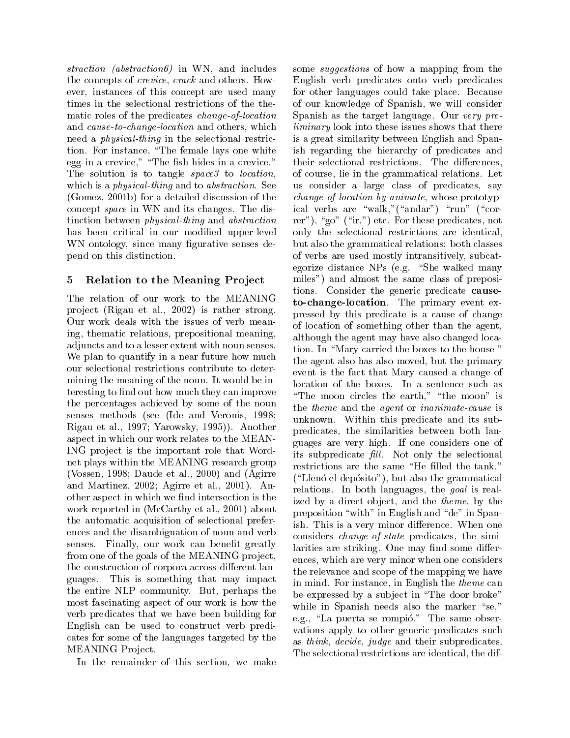*straction (abstraction6)* in WN, and includes the concepts of *crevice*, *crack* and others. However, instances of this concept are used many times in the selectional restrictions of the thematic roles of the predicates *change-of-location* and *cause-to-change-location* and others, which need a *physical-thing* in the selectional restriction. For instance, "The female lays one white egg in a crevice," "The fish hides in a crevice." The solution is to tangle *space3* to *location*, which is a *physical-thing* and to *abstraction*. See (Gomez, 2001b) for a detailed discussion of the concept *space* in WN and its changes. The distinction between *physical-thing* and *abstraction* has been critical in our modified upper-level WN ontology, since many figurative senses depend on this distinction.

## 5 Relation to the Meaning Project

The relation of our work to the MEANING project (Rigau et al., 2002) is rather strong. Our work deals with the issues of verb meaning, thematic relations, prepositional meaning, adjuncts and to a lesser extent with noun senses. We plan to quantify in a near future how much our selectional restrictions contribute to determining the meaning of the noun. It would be interesting to find out how much they can improve the percentages achieved by some of the noun senses methods (see (Ide and Veronis, 1998; Rigau et al., 1997; Yarowsky, 1995)). Another aspect in which our work relates to the MEANING project is the important role that Wordnet plays within the MEANING research group (Vossen, 1998; Daude et al., 2000) and (Agirre and Martinez, 2002; Agirre et al., 2001). Another aspect in which we find intersection is the work reported in (McCarthy et al., 2001) about the automatic acquisition of selectional preferences and the disambiguation of noun and verb senses. Finally, our work can benefit greatly from one of the goals of the MEANING project, the construction of corpora across different languages. This is something that may impact the entire NLP community. But, perhaps the most fascinating aspect of our work is how the verb predicates that we have been building for English can be used to construct verb predicates for some of the languages targeted by the MEANING Project.

In the remainder of this section, we make some *suggestions* of how a mapping from the English verb predicates onto verb predicates for other languages could take place. Because of our knowledge of Spanish, we will consider Spanish as the target language. Our *very preliminary* look into these issues shows that there is a great similarity between English and Spanish regarding the hierarchy of predicates and their selectional restrictions. The differences, of course, lie in the grammatical relations. Let us consider a large class of predicates, say *change-of-location-by-animate*, whose prototypical verbs are "walk,"("andar") "run" ("correr"), "go" ("ir,") etc. For these predicates, not only the selectional restrictions are identical, but also the grammatical relations: both classes of verbs are used mostly intransitively, subcategorize distance NPs (e.g. "She walked many miles") and almost the same class of prepositions. Consider the generic predicate **cause-to-change-location**. The primary event expressed by this predicate is a cause of change of location of something other than the agent, although the agent may have also changed location. In "Mary carried the boxes to the house " the agent also has also moved, but the primary event is the fact that Mary caused a change of location of the boxes. In a sentence such as "The moon circles the earth," "the moon" is the *theme* and the *agent* or *inanimate-cause* is unknown. Within this predicate and its subpredicates, the similarities between both languages are very high. If one considers one of its subpredicate *fill*. Not only the selectional restrictions are the same "He filled the tank," ("Llenó el depósito"), but also the grammatical relations. In both languages, the *goal* is realized by a direct object, and the *theme*, by the preposition "with" in English and "de" in Spanish. This is a very minor difference. When one considers *change-of-state* predicates, the similarities are striking. One may find some differences, which are very minor when one considers the relevance and scope of the mapping we have in mind. For instance, in English the *theme* can be expressed by a subject in "The door broke" while in Spanish needs also the marker "se," e.g., "La puerta se rompió." The same observations apply to other generic predicates such as *think*, *decide*, *judge* and their subpredicates. The selectional restrictions are identical, the dif-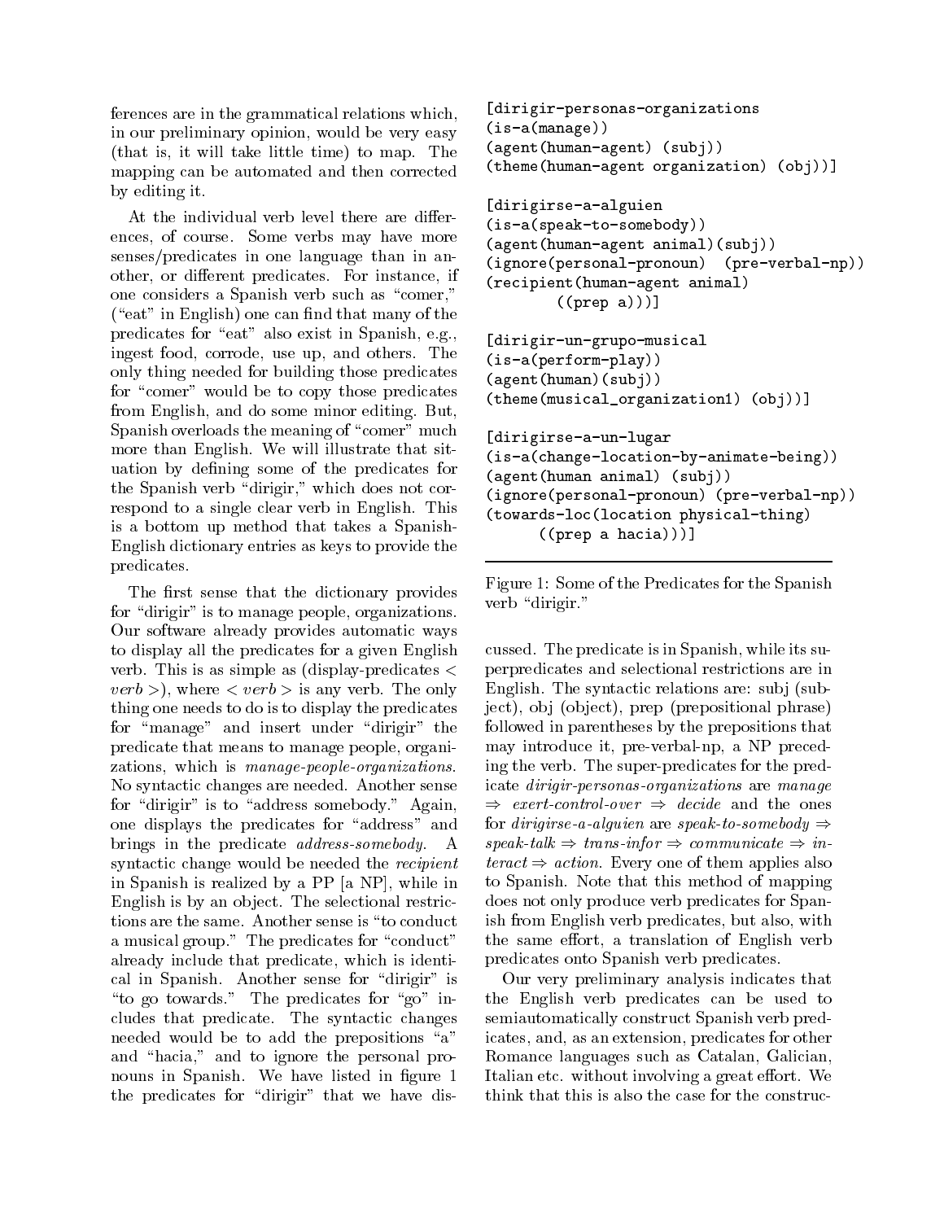ferences are in the grammatical relations which, in our preliminary opinion, would be very easy (that is, it will take little time) to map. The mapping can be automated and then corrected by editing it.

At the individual verb level there are differences, of course. Some verbs may have more senses/predicates in one language than in another, or different predicates. For instance, if one considers a Spanish verb such as "comer," ("eat" in English) one can find that many of the predicates for "eat" also exist in Spanish, e.g., ingest food, corrode, use up, and others. The only thing needed for building those predicates for "comer" would be to copy those predicates from English, and do some minor editing. But, Spanish overloads the meaning of "comer" much more than English. We will illustrate that situation by defining some of the predicates for the Spanish verb "dirigir," which does not correspond to a single clear verb in English. This is a bottom up method that takes a Spanish-English dictionary entries as keys to provide the predicates.

The first sense that the dictionary provides for "dirigir" is to manage people, organizations. Our software already provides automatic ways to display all the predicates for a given English verb. This is as simple as (display-predicates < *verb* >), where < *verb* > is any verb. The only thing one needs to do is to display the predicates for "manage" and insert under "dirigir" the predicate that means to manage people, organizations, which is *manage-people-organizations*. No syntactic changes are needed. Another sense for "dirigir" is to "address somebody." Again, one displays the predicates for "address" and brings in the predicate *address-somebody*. A syntactic change would be needed the *recipient* in Spanish is realized by a PP [a NP], while in English is by an object. The selectional restrictions are the same. Another sense is "to conduct a musical group." The predicates for "conduct" already include that predicate, which is identical in Spanish. Another sense for "dirigir" is "to go towards." The predicates for "go" includes that predicate. The syntactic changes needed would be to add the prepositions "a" and "hacia," and to ignore the personal pronouns in Spanish. We have listed in figure 1 the predicates for "dirigir" that we have discussed. The predicate is in Spanish, while its superpredicates and selectional restrictions are in English. The syntactic relations are: subj (subject), obj (object), prep (prepositional phrase) followed in parentheses by the prepositions that may introduce it, pre-verbal-np, a NP preceding the verb. The super-predicates for the predicate *dirigir-personas-organizations* are *manage* ⇒ *exert-control-over* ⇒ *decide* and the ones for *dirigirse-a-alguien* are *speak-to-somebody* ⇒ *speak-talk* ⇒ *trans-infor* ⇒ *communicate* ⇒ *interact* ⇒ *action*. Every one of them applies also to Spanish. Note that this method of mapping does not only produce verb predicates for Spanish from English verb predicates, but also, with the same effort, a translation of English verb predicates onto Spanish verb predicates.

```
[dirigir-personas-organizations
(is-a(manage))
(agent(human-agent) (subj))
(theme(human-agent organization) (obj))]

[dirigirse-a-alguien
(is-a(speak-to-somebody))
(agent(human-agent animal)(subj))
(ignore(personal-pronoun)  (pre-verbal-np))
(recipient(human-agent animal)
        ((prep a)))]

[dirigir-un-grupo-musical
(is-a(perform-play))
(agent(human)(subj))
(theme(musical_organization1) (obj))]

[dirigirse-a-un-lugar
(is-a(change-location-by-animate-being))
(agent(human animal) (subj))
(ignore(personal-pronoun) (pre-verbal-np))
(towards-loc(location physical-thing)
      ((prep a hacia)))]
```

Figure 1: Some of the Predicates for the Spanish verb "dirigir."

Our very preliminary analysis indicates that the English verb predicates can be used to semiautomatically construct Spanish verb predicates, and, as an extension, predicates for other Romance languages such as Catalan, Galician, Italian etc. without involving a great effort. We think that this is also the case for the construc-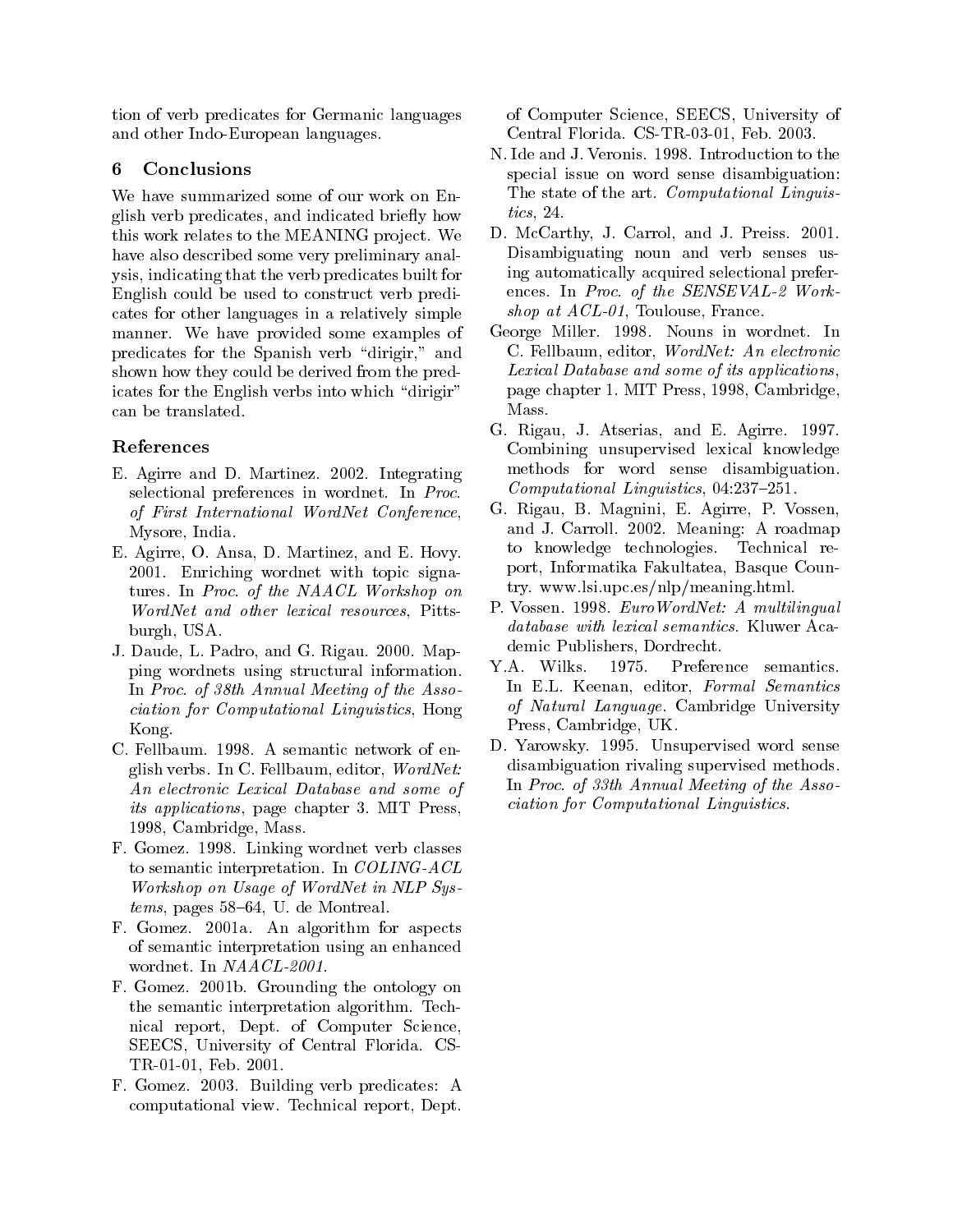tion of verb predicates for Germanic languages and other Indo-European languages.

## 6 Conclusions

We have summarized some of our work on English verb predicates, and indicated briefly how this work relates to the MEANING project. We have also described some very preliminary analysis, indicating that the verb predicates built for English could be used to construct verb predicates for other languages in a relatively simple manner. We have provided some examples of predicates for the Spanish verb "dirigir," and shown how they could be derived from the predicates for the English verbs into which "dirigir" can be translated.

## References

E. Agirre and D. Martinez. 2002. Integrating selectional preferences in wordnet. In *Proc. of First International WordNet Conference*, Mysore, India.

E. Agirre, O. Ansa, D. Martinez, and E. Hovy. 2001. Enriching wordnet with topic signatures. In *Proc. of the NAACL Workshop on WordNet and other lexical resources*, Pittsburgh, USA.

J. Daude, L. Padro, and G. Rigau. 2000. Mapping wordnets using structural information. In *Proc. of 38th Annual Meeting of the Association for Computational Linguistics*, Hong Kong.

C. Fellbaum. 1998. A semantic network of english verbs. In C. Fellbaum, editor, *WordNet: An electronic Lexical Database and some of its applications*, page chapter 3. MIT Press, 1998, Cambridge, Mass.

F. Gomez. 1998. Linking wordnet verb classes to semantic interpretation. In *COLING-ACL Workshop on Usage of WordNet in NLP Systems*, pages 58–64, U. de Montreal.

F. Gomez. 2001a. An algorithm for aspects of semantic interpretation using an enhanced wordnet. In *NAACL-2001*.

F. Gomez. 2001b. Grounding the ontology on the semantic interpretation algorithm. Technical report, Dept. of Computer Science, SEECS, University of Central Florida. CS-TR-01-01, Feb. 2001.

F. Gomez. 2003. Building verb predicates: A computational view. Technical report, Dept. of Computer Science, SEECS, University of Central Florida. CS-TR-03-01, Feb. 2003.

N. Ide and J. Veronis. 1998. Introduction to the special issue on word sense disambiguation: The state of the art. *Computational Linguistics*, 24.

D. McCarthy, J. Carrol, and J. Preiss. 2001. Disambiguating noun and verb senses using automatically acquired selectional preferences. In *Proc. of the SENSEVAL-2 Workshop at ACL-01*, Toulouse, France.

George Miller. 1998. Nouns in wordnet. In C. Fellbaum, editor, *WordNet: An electronic Lexical Database and some of its applications*, page chapter 1. MIT Press, 1998, Cambridge, Mass.

G. Rigau, J. Atserias, and E. Agirre. 1997. Combining unsupervised lexical knowledge methods for word sense disambiguation. *Computational Linguistics*, 04:237–251.

G. Rigau, B. Magnini, E. Agirre, P. Vossen, and J. Carroll. 2002. Meaning: A roadmap to knowledge technologies. Technical report, Informatika Fakultatea, Basque Country. www.lsi.upc.es/nlp/meaning.html.

P. Vossen. 1998. *EuroWordNet: A multilingual database with lexical semantics*. Kluwer Academic Publishers, Dordrecht.

Y.A. Wilks. 1975. Preference semantics. In E.L. Keenan, editor, *Formal Semantics of Natural Language*. Cambridge University Press, Cambridge, UK.

D. Yarowsky. 1995. Unsupervised word sense disambiguation rivaling supervised methods. In *Proc. of 33th Annual Meeting of the Association for Computational Linguistics*.